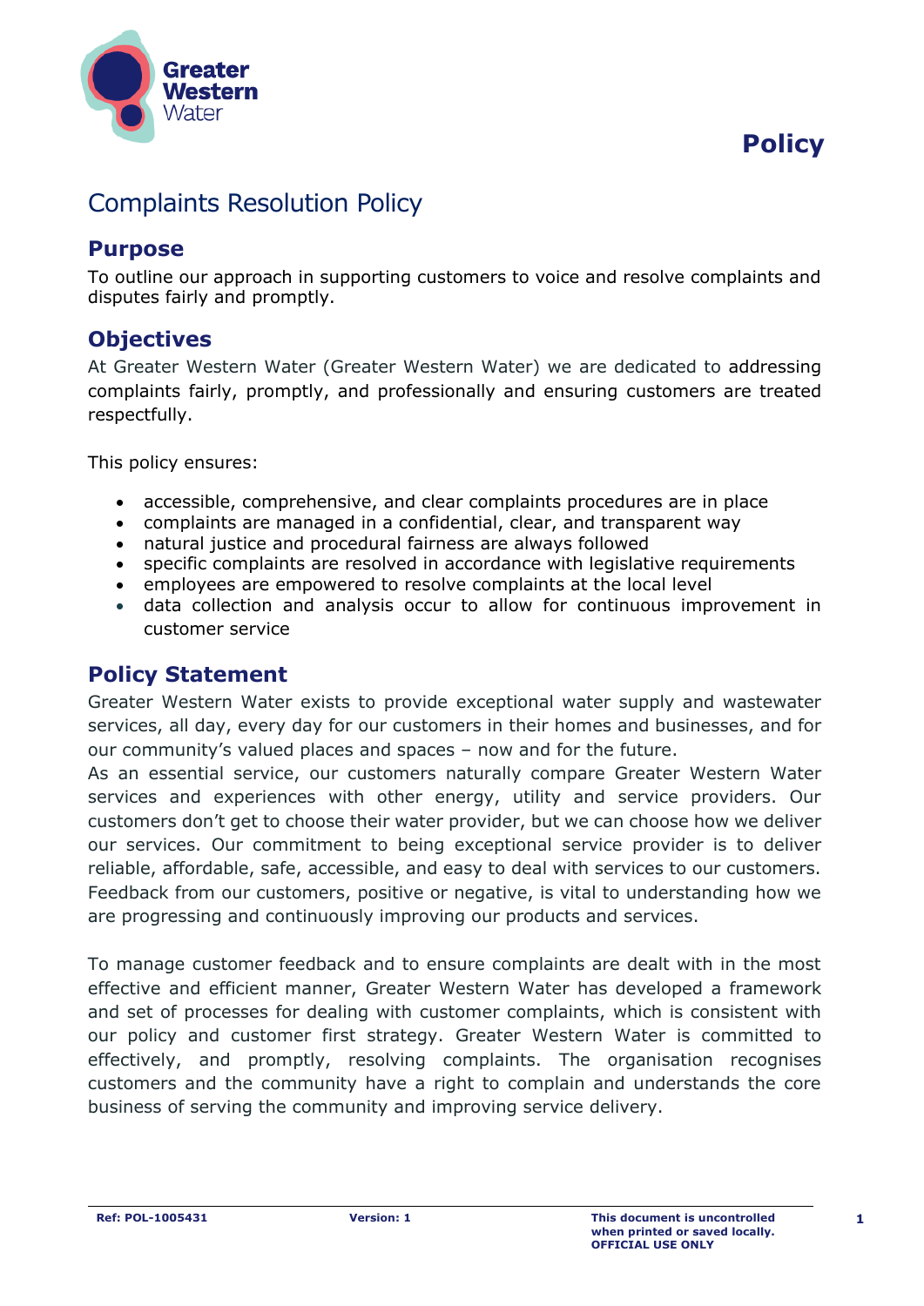Policy

# Complaints Resolution Policy

## Purpose

To outline our approach in supporting customers to voice and resolve complaints and disputes fairly and promptly.

## Objectives

At Greater Western Water (Greater Western Water) we are dedicated to addressing complaints fairly, promptly, and professionally and ensuring customers are treated respectfully.

This policy ensures:

- accessible, comprehensive, and clear complaints procedures are in place
- complaints are managed in a confidential, clear, and transparent way
- natural justice and procedural fairness are always followed
- specific complaints are resolved in accordance with legislative requirements
- employees are empowered to resolve complaints at the local level
- data collection and analysis occur to allow for continuous improvement in customer service

## Policy Statement

Greater Western Water exists to provide exceptional water supply and wastewater services, all day, every day for our customers in their homes and businesses, and for our community's valued places and spaces – now and for the future.

As an essential service, our customers naturally compare Greater Western Water services and experiences with other energy, utility and service providers. Our customers don't get to choose their water provider, but we can choose how we deliver our services. Our commitment to being exceptional service provider is to deliver reliable, affordable, safe, accessible, and easy to deal with services to our customers. Feedback from our customers, positive or negative, is vital to understanding how we are progressing and continuously improving our products and services.

To manage customer feedback and to ensure complaints are dealt with in the most effective and efficient manner, Greater Western Water has developed a framework and set of processes for dealing with customer complaints, which is consistent with our policy and customer first strategy. Greater Western Water is committed to effectively, and promptly, resolving complaints. The organisation recognises customers and the community have a right to complain and understands the core business of serving the community and improving service delivery.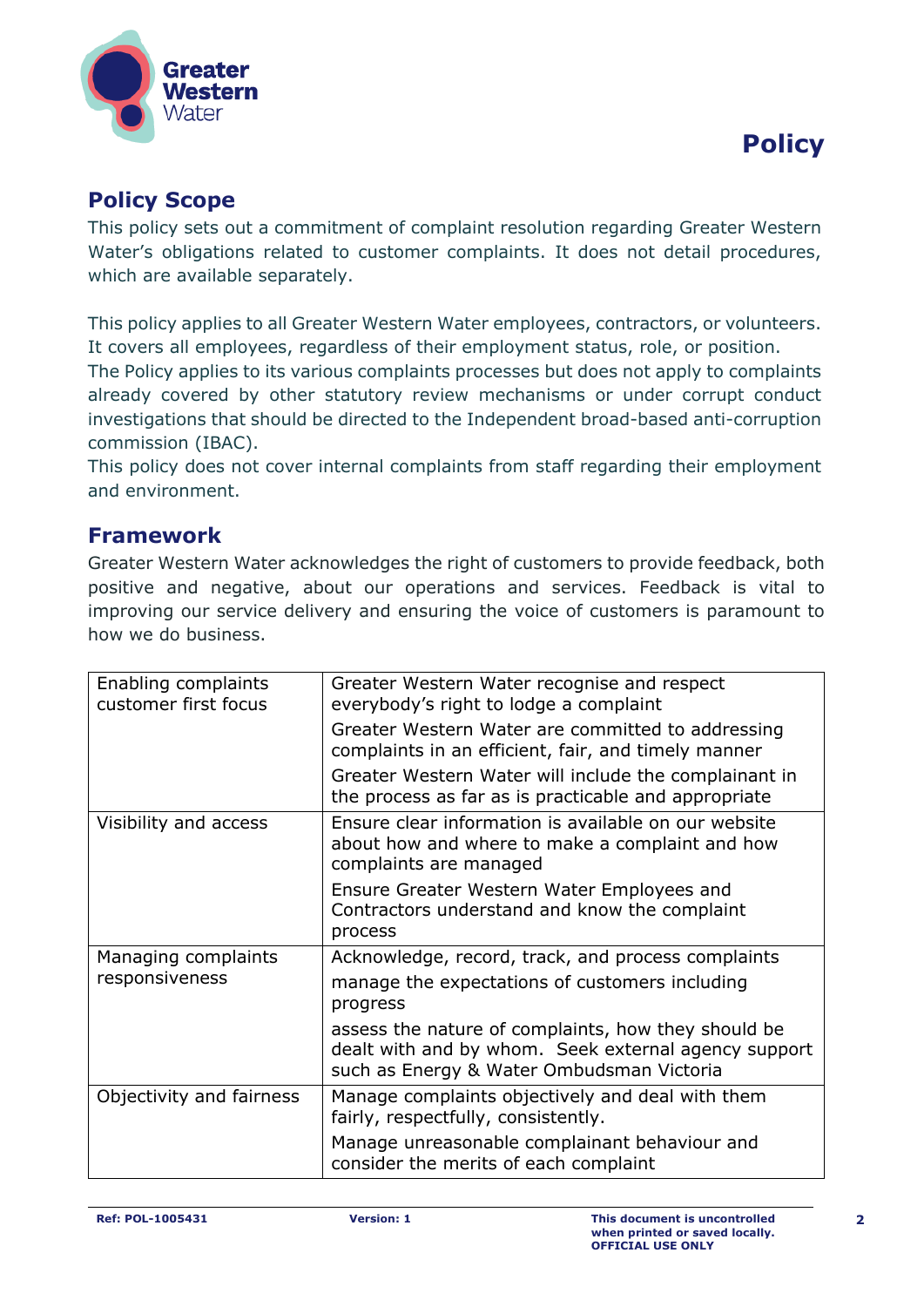# Policy

## Policy Scope

This policy sets out a commitment of complaint resolution regarding Greater Western Water's obligations related to customer complaints. It does not detail procedures, which are available separately.

This policy applies to all Greater Western Water employees, contractors, or volunteers. It covers all employees, regardless of their employment status, role, or position.
The Policy applies to its various complaints processes but does not apply to complaints already covered by other statutory review mechanisms or under corrupt conduct investigations that should be directed to the Independent broad-based anti-corruption commission (IBAC).
This policy does not cover internal complaints from staff regarding their employment and environment.

## Framework

Greater Western Water acknowledges the right of customers to provide feedback, both positive and negative, about our operations and services. Feedback is vital to improving our service delivery and ensuring the voice of customers is paramount to how we do business.

| | |
|---|---|
| Enabling complaints customer first focus | Greater Western Water recognise and respect everybody's right to lodge a complaint<br>Greater Western Water are committed to addressing complaints in an efficient, fair, and timely manner<br>Greater Western Water will include the complainant in the process as far as is practicable and appropriate |
| Visibility and access | Ensure clear information is available on our website about how and where to make a complaint and how complaints are managed<br>Ensure Greater Western Water Employees and Contractors understand and know the complaint process |
| Managing complaints responsiveness | Acknowledge, record, track, and process complaints<br>manage the expectations of customers including progress<br>assess the nature of complaints, how they should be dealt with and by whom. Seek external agency support such as Energy & Water Ombudsman Victoria |
| Objectivity and fairness | Manage complaints objectively and deal with them fairly, respectfully, consistently.<br>Manage unreasonable complainant behaviour and consider the merits of each complaint |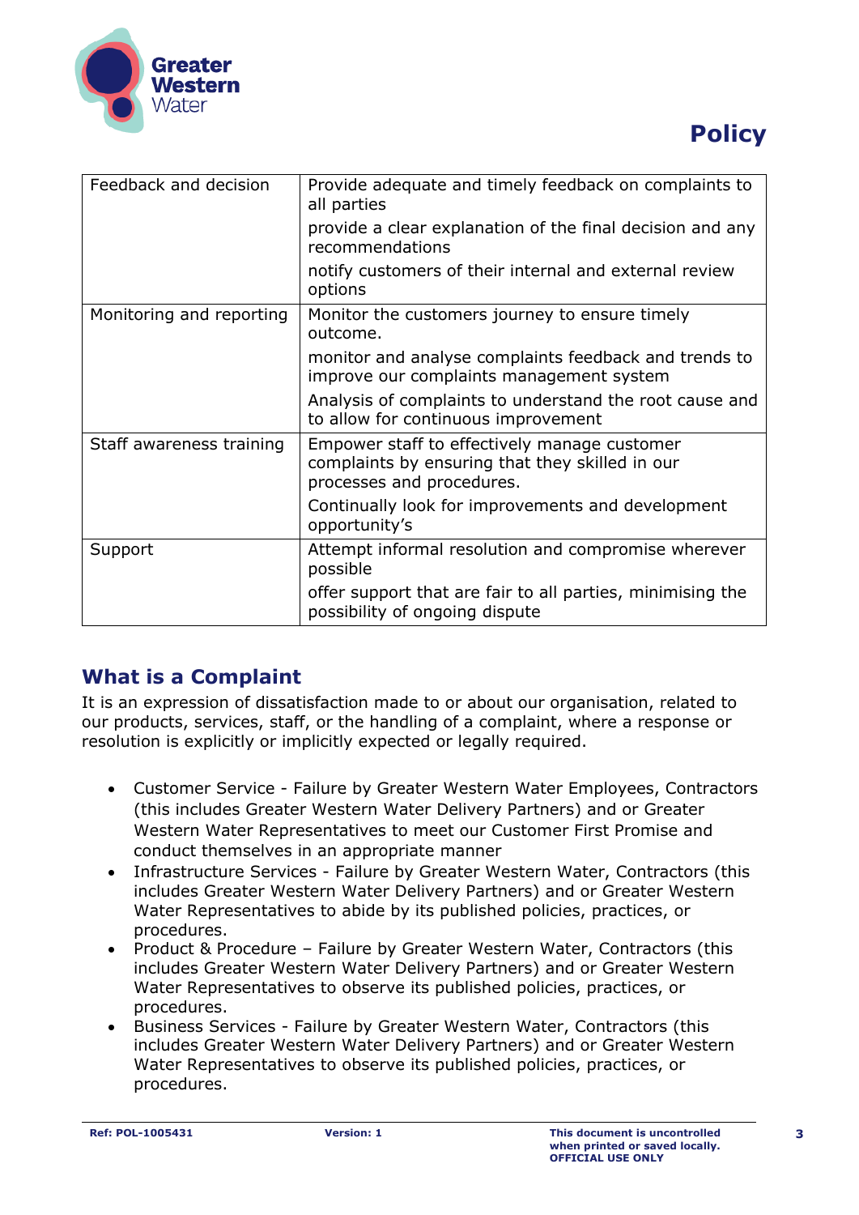| Feedback and decision | Provide adequate and timely feedback on complaints to all parties<br>provide a clear explanation of the final decision and any recommendations<br>notify customers of their internal and external review options |
|---|---|
| Monitoring and reporting | Monitor the customers journey to ensure timely outcome.<br>monitor and analyse complaints feedback and trends to improve our complaints management system<br>Analysis of complaints to understand the root cause and to allow for continuous improvement |
| Staff awareness training | Empower staff to effectively manage customer complaints by ensuring that they skilled in our processes and procedures.<br>Continually look for improvements and development opportunity's |
| Support | Attempt informal resolution and compromise wherever possible<br>offer support that are fair to all parties, minimising the possibility of ongoing dispute |

## What is a Complaint

It is an expression of dissatisfaction made to or about our organisation, related to our products, services, staff, or the handling of a complaint, where a response or resolution is explicitly or implicitly expected or legally required.

- Customer Service - Failure by Greater Western Water Employees, Contractors (this includes Greater Western Water Delivery Partners) and or Greater Western Water Representatives to meet our Customer First Promise and conduct themselves in an appropriate manner
- Infrastructure Services - Failure by Greater Western Water, Contractors (this includes Greater Western Water Delivery Partners) and or Greater Western Water Representatives to abide by its published policies, practices, or procedures.
- Product & Procedure – Failure by Greater Western Water, Contractors (this includes Greater Western Water Delivery Partners) and or Greater Western Water Representatives to observe its published policies, practices, or procedures.
- Business Services - Failure by Greater Western Water, Contractors (this includes Greater Western Water Delivery Partners) and or Greater Western Water Representatives to observe its published policies, practices, or procedures.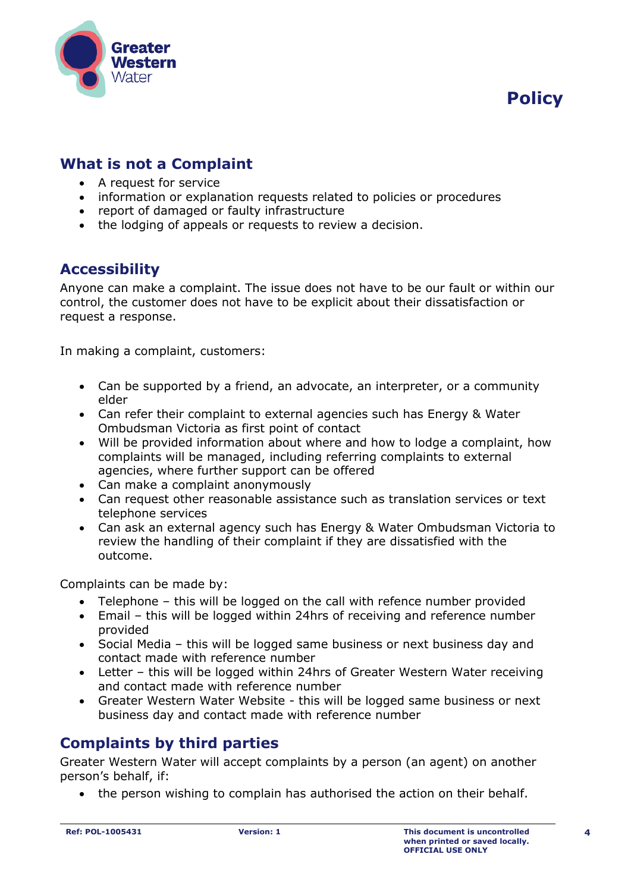## What is not a Complaint

- A request for service
- information or explanation requests related to policies or procedures
- report of damaged or faulty infrastructure
- the lodging of appeals or requests to review a decision.

## Accessibility

Anyone can make a complaint. The issue does not have to be our fault or within our control, the customer does not have to be explicit about their dissatisfaction or request a response.

In making a complaint, customers:

- Can be supported by a friend, an advocate, an interpreter, or a community elder
- Can refer their complaint to external agencies such has Energy & Water Ombudsman Victoria as first point of contact
- Will be provided information about where and how to lodge a complaint, how complaints will be managed, including referring complaints to external agencies, where further support can be offered
- Can make a complaint anonymously
- Can request other reasonable assistance such as translation services or text telephone services
- Can ask an external agency such has Energy & Water Ombudsman Victoria to review the handling of their complaint if they are dissatisfied with the outcome.

Complaints can be made by:

- Telephone – this will be logged on the call with refence number provided
- Email – this will be logged within 24hrs of receiving and reference number provided
- Social Media – this will be logged same business or next business day and contact made with reference number
- Letter – this will be logged within 24hrs of Greater Western Water receiving and contact made with reference number
- Greater Western Water Website - this will be logged same business or next business day and contact made with reference number

## Complaints by third parties

Greater Western Water will accept complaints by a person (an agent) on another person's behalf, if:

- the person wishing to complain has authorised the action on their behalf.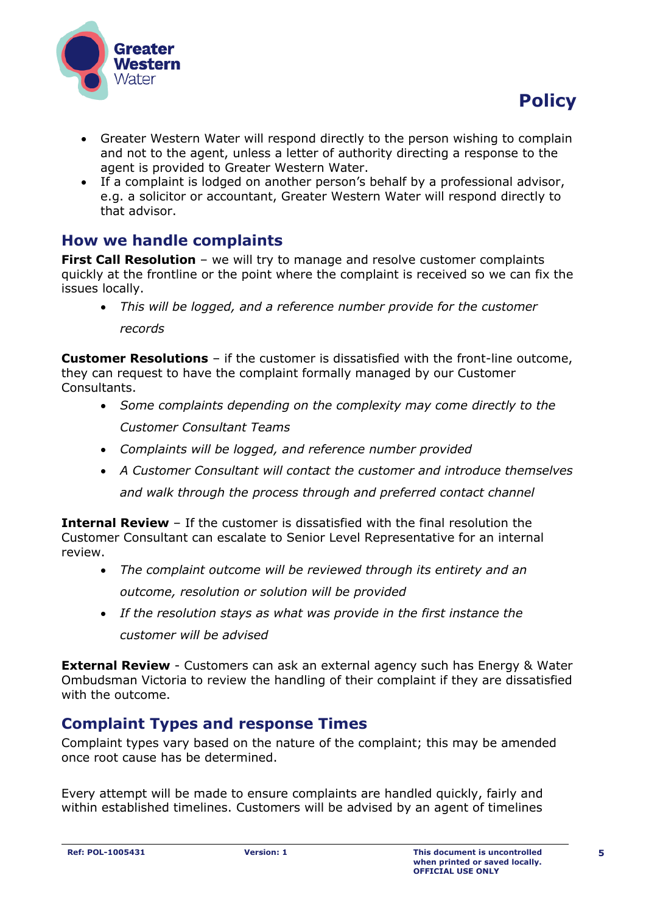- Greater Western Water will respond directly to the person wishing to complain and not to the agent, unless a letter of authority directing a response to the agent is provided to Greater Western Water.
- If a complaint is lodged on another person's behalf by a professional advisor, e.g. a solicitor or accountant, Greater Western Water will respond directly to that advisor.

## How we handle complaints

**First Call Resolution** – we will try to manage and resolve customer complaints quickly at the frontline or the point where the complaint is received so we can fix the issues locally.

- *This will be logged, and a reference number provide for the customer records*

**Customer Resolutions** – if the customer is dissatisfied with the front-line outcome, they can request to have the complaint formally managed by our Customer Consultants.

- *Some complaints depending on the complexity may come directly to the Customer Consultant Teams*
- *Complaints will be logged, and reference number provided*
- *A Customer Consultant will contact the customer and introduce themselves and walk through the process through and preferred contact channel*

**Internal Review** – If the customer is dissatisfied with the final resolution the Customer Consultant can escalate to Senior Level Representative for an internal review.

- *The complaint outcome will be reviewed through its entirety and an outcome, resolution or solution will be provided*
- *If the resolution stays as what was provide in the first instance the customer will be advised*

**External Review** - Customers can ask an external agency such has Energy & Water Ombudsman Victoria to review the handling of their complaint if they are dissatisfied with the outcome.

## Complaint Types and response Times

Complaint types vary based on the nature of the complaint; this may be amended once root cause has be determined.

Every attempt will be made to ensure complaints are handled quickly, fairly and within established timelines. Customers will be advised by an agent of timelines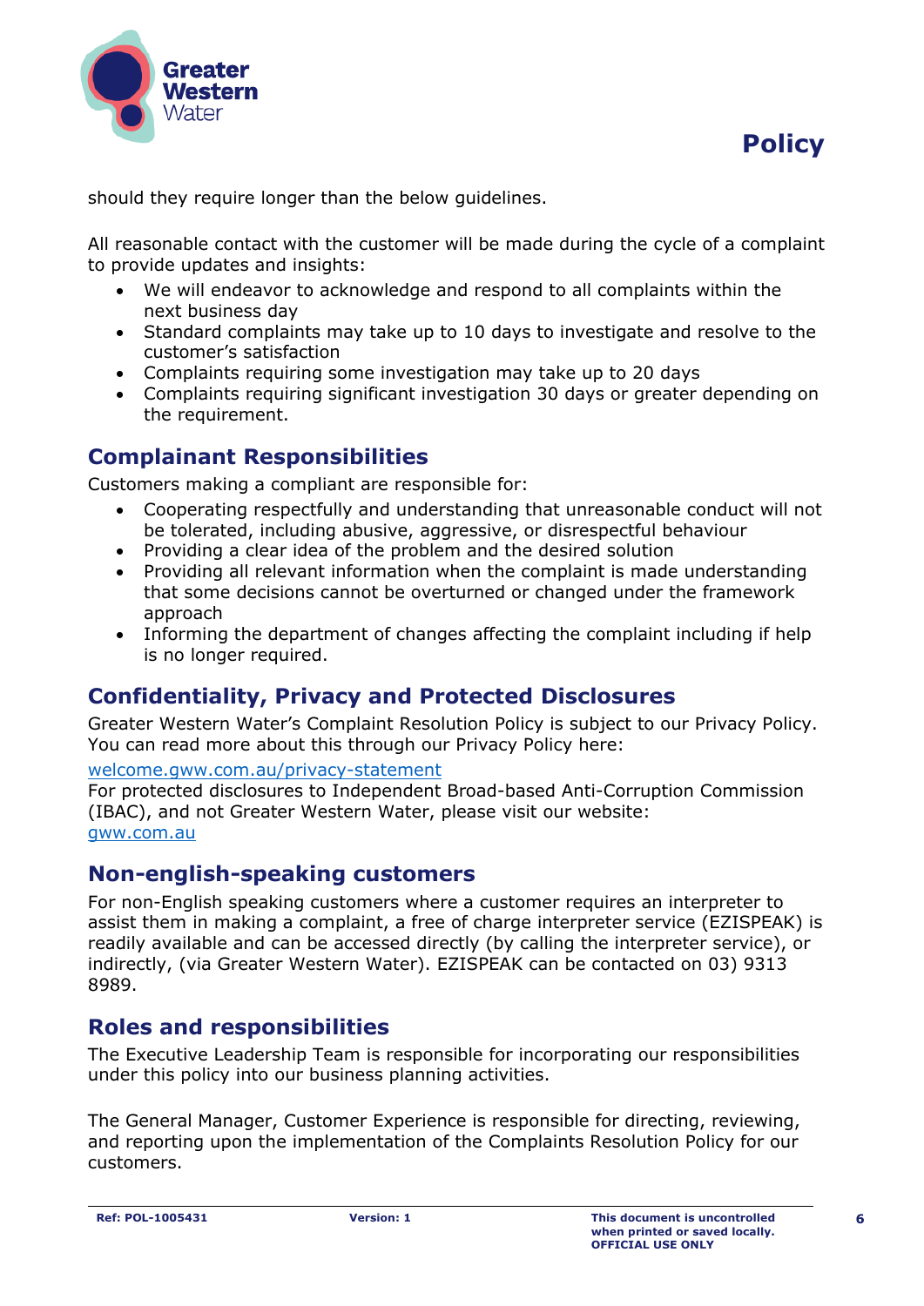should they require longer than the below guidelines.

All reasonable contact with the customer will be made during the cycle of a complaint to provide updates and insights:

- We will endeavor to acknowledge and respond to all complaints within the next business day
- Standard complaints may take up to 10 days to investigate and resolve to the customer's satisfaction
- Complaints requiring some investigation may take up to 20 days
- Complaints requiring significant investigation 30 days or greater depending on the requirement.

## Complainant Responsibilities

Customers making a compliant are responsible for:

- Cooperating respectfully and understanding that unreasonable conduct will not be tolerated, including abusive, aggressive, or disrespectful behaviour
- Providing a clear idea of the problem and the desired solution
- Providing all relevant information when the complaint is made understanding that some decisions cannot be overturned or changed under the framework approach
- Informing the department of changes affecting the complaint including if help is no longer required.

## Confidentiality, Privacy and Protected Disclosures

Greater Western Water's Complaint Resolution Policy is subject to our Privacy Policy. You can read more about this through our Privacy Policy here:

welcome.gww.com.au/privacy-statement

For protected disclosures to Independent Broad-based Anti-Corruption Commission (IBAC), and not Greater Western Water, please visit our website:
gww.com.au

## Non-english-speaking customers

For non-English speaking customers where a customer requires an interpreter to assist them in making a complaint, a free of charge interpreter service (EZISPEAK) is readily available and can be accessed directly (by calling the interpreter service), or indirectly, (via Greater Western Water). EZISPEAK can be contacted on 03) 9313 8989.

## Roles and responsibilities

The Executive Leadership Team is responsible for incorporating our responsibilities under this policy into our business planning activities.

The General Manager, Customer Experience is responsible for directing, reviewing, and reporting upon the implementation of the Complaints Resolution Policy for our customers.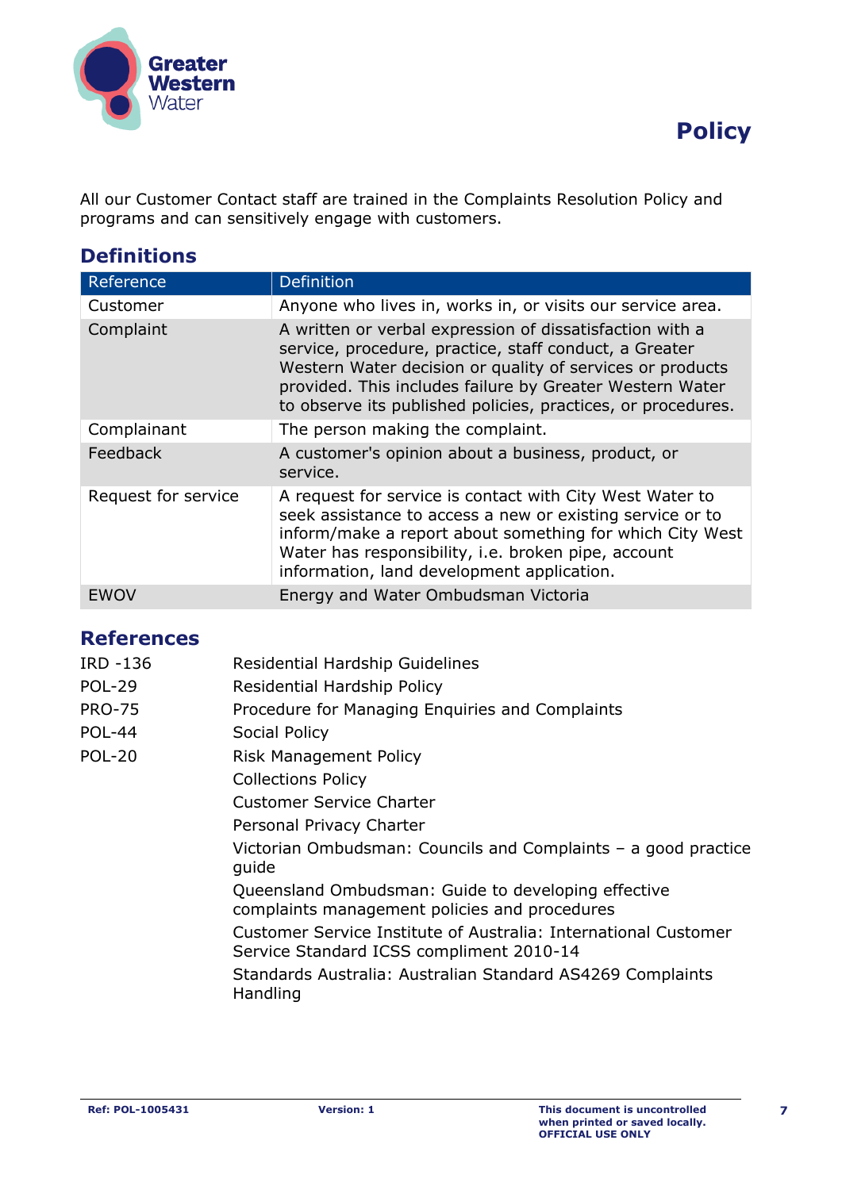All our Customer Contact staff are trained in the Complaints Resolution Policy and programs and can sensitively engage with customers.

## Definitions

| Reference | Definition |
|---|---|
| Customer | Anyone who lives in, works in, or visits our service area. |
| Complaint | A written or verbal expression of dissatisfaction with a service, procedure, practice, staff conduct, a Greater Western Water decision or quality of services or products provided. This includes failure by Greater Western Water to observe its published policies, practices, or procedures. |
| Complainant | The person making the complaint. |
| Feedback | A customer's opinion about a business, product, or service. |
| Request for service | A request for service is contact with City West Water to seek assistance to access a new or existing service or to inform/make a report about something for which City West Water has responsibility, i.e. broken pipe, account information, land development application. |
| EWOV | Energy and Water Ombudsman Victoria |

## References

| | |
|---|---|
| IRD -136 | Residential Hardship Guidelines |
| POL-29 | Residential Hardship Policy |
| PRO-75 | Procedure for Managing Enquiries and Complaints |
| POL-44 | Social Policy |
| POL-20 | Risk Management Policy |
| | Collections Policy |
| | Customer Service Charter |
| | Personal Privacy Charter |
| | Victorian Ombudsman: Councils and Complaints – a good practice guide |
| | Queensland Ombudsman: Guide to developing effective complaints management policies and procedures |
| | Customer Service Institute of Australia: International Customer Service Standard ICSS compliment 2010-14 |
| | Standards Australia: Australian Standard AS4269 Complaints Handling |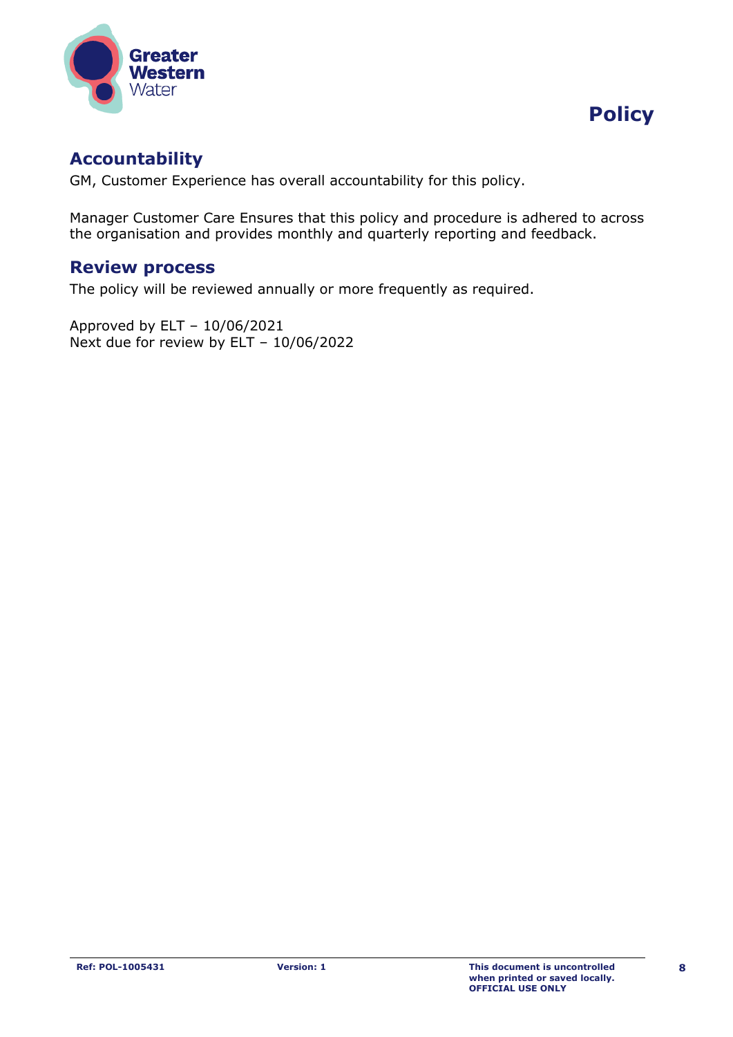## Accountability

GM, Customer Experience has overall accountability for this policy.

Manager Customer Care Ensures that this policy and procedure is adhered to across the organisation and provides monthly and quarterly reporting and feedback.

## Review process

The policy will be reviewed annually or more frequently as required.

Approved by ELT – 10/06/2021
Next due for review by ELT – 10/06/2022